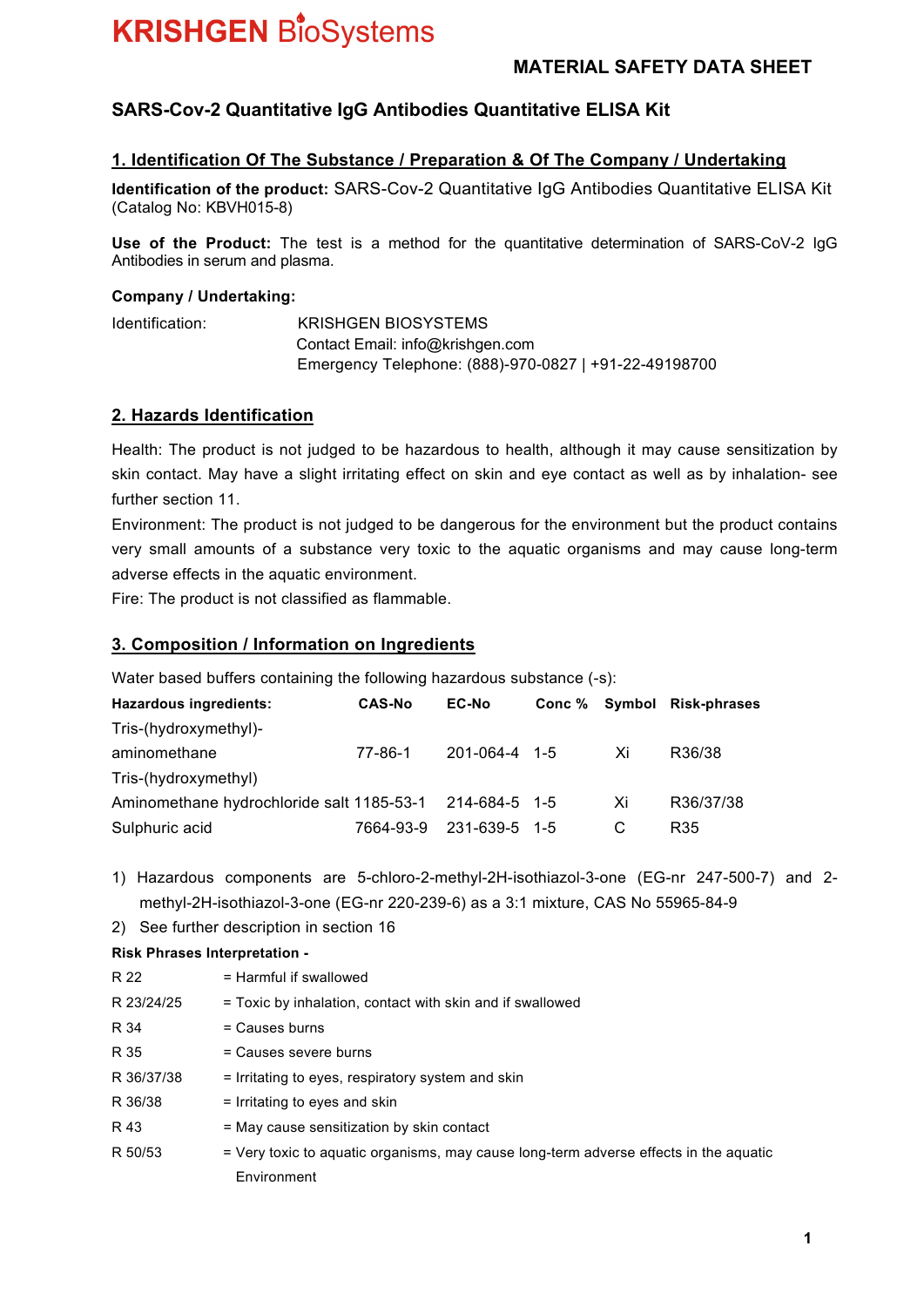# KRISHGEN BioSystems

## MATERIAL SAFETY DATA SHEET

## SARS-Cov-2 Quantitative IgG Antibodies Quantitative ELISA Kit

### 1. Identification Of The Substance / Preparation & Of The Company / Undertaking

**Identification of the product:** SARS-Cov-2 Quantitative IgG Antibodies Quantitative ELISA Kit (Catalog No: KBVH015-8)

**Use of the Product:** The test is a method for the quantitative determination of SARS-CoV-2 IgG Antibodies in serum and plasma.

**Company / Undertaking:**

Identification: KRISHGEN BIOSYSTEMS
Contact Email: info@krishgen.com
Emergency Telephone: (888)-970-0827 | +91-22-49198700

### 2. Hazards Identification

Health: The product is not judged to be hazardous to health, although it may cause sensitization by skin contact. May have a slight irritating effect on skin and eye contact as well as by inhalation- see further section 11.

Environment: The product is not judged to be dangerous for the environment but the product contains very small amounts of a substance very toxic to the aquatic organisms and may cause long-term adverse effects in the aquatic environment.

Fire: The product is not classified as flammable.

### 3. Composition / Information on Ingredients

Water based buffers containing the following hazardous substance (-s):

| Hazardous ingredients: | CAS-No | EC-No | Conc % | Symbol | Risk-phrases |
|---|---|---|---|---|---|
| Tris-(hydroxymethyl)-aminomethane | 77-86-1 | 201-064-4 | 1-5 | Xi | R36/38 |
| Tris-(hydroxymethyl) Aminomethane hydrochloride salt | 1185-53-1 | 214-684-5 | 1-5 | Xi | R36/37/38 |
| Sulphuric acid | 7664-93-9 | 231-639-5 | 1-5 | C | R35 |

1) Hazardous components are 5-chloro-2-methyl-2H-isothiazol-3-one (EG-nr 247-500-7) and 2-methyl-2H-isothiazol-3-one (EG-nr 220-239-6) as a 3:1 mixture, CAS No 55965-84-9
2) See further description in section 16

**Risk Phrases Interpretation -**

| | |
|---|---|
| R 22 | = Harmful if swallowed |
| R 23/24/25 | = Toxic by inhalation, contact with skin and if swallowed |
| R 34 | = Causes burns |
| R 35 | = Causes severe burns |
| R 36/37/38 | = Irritating to eyes, respiratory system and skin |
| R 36/38 | = Irritating to eyes and skin |
| R 43 | = May cause sensitization by skin contact |
| R 50/53 | = Very toxic to aquatic organisms, may cause long-term adverse effects in the aquatic Environment |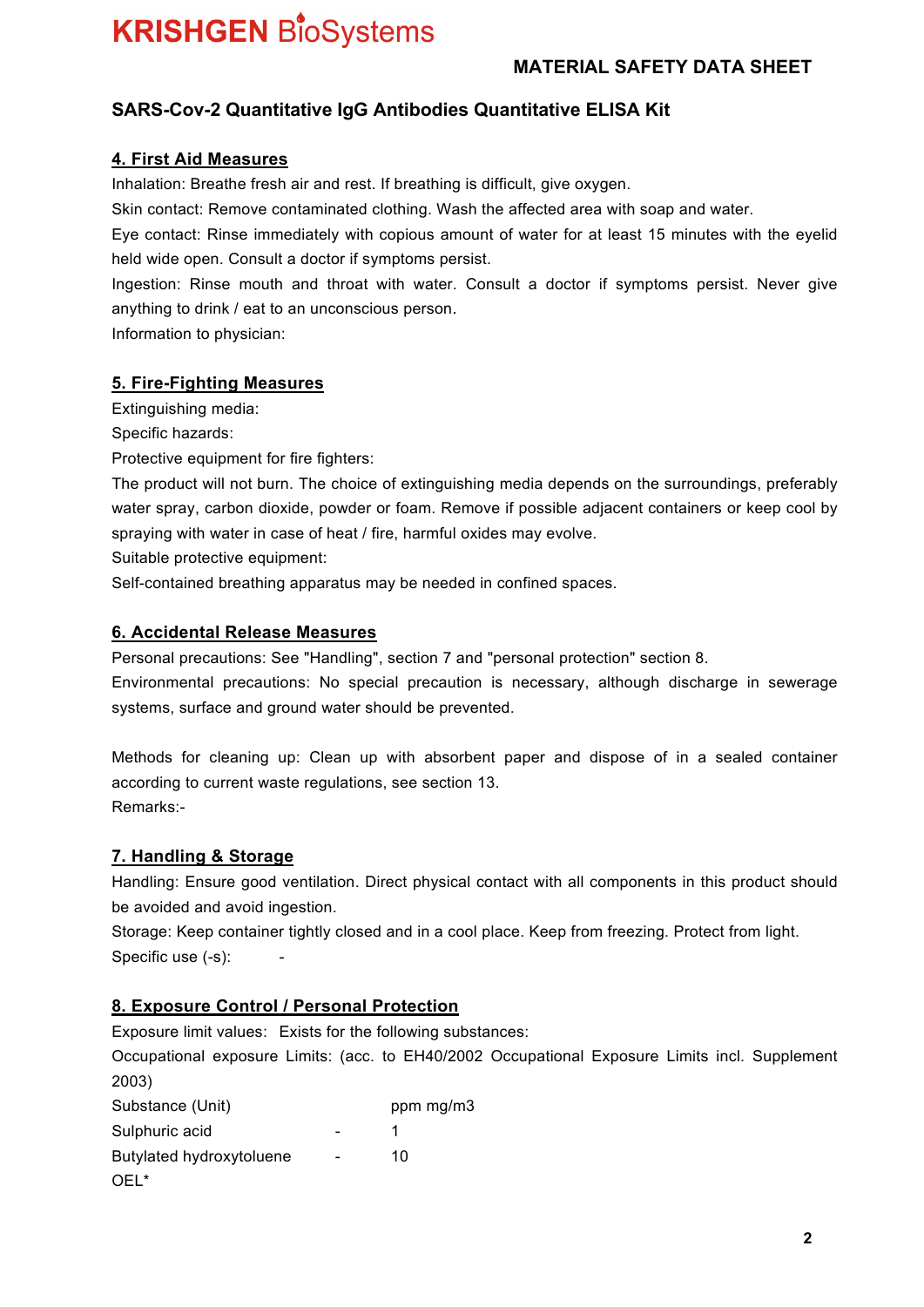## MATERIAL SAFETY DATA SHEET

### SARS-Cov-2 Quantitative IgG Antibodies Quantitative ELISA Kit

#### 4. First Aid Measures

Inhalation: Breathe fresh air and rest. If breathing is difficult, give oxygen.

Skin contact: Remove contaminated clothing. Wash the affected area with soap and water.

Eye contact: Rinse immediately with copious amount of water for at least 15 minutes with the eyelid held wide open. Consult a doctor if symptoms persist.

Ingestion: Rinse mouth and throat with water. Consult a doctor if symptoms persist. Never give anything to drink / eat to an unconscious person.

Information to physician:

#### 5. Fire-Fighting Measures

Extinguishing media:

Specific hazards:

Protective equipment for fire fighters:

The product will not burn. The choice of extinguishing media depends on the surroundings, preferably water spray, carbon dioxide, powder or foam. Remove if possible adjacent containers or keep cool by spraying with water in case of heat / fire, harmful oxides may evolve.

Suitable protective equipment:

Self-contained breathing apparatus may be needed in confined spaces.

#### 6. Accidental Release Measures

Personal precautions: See "Handling", section 7 and "personal protection" section 8.

Environmental precautions: No special precaution is necessary, although discharge in sewerage systems, surface and ground water should be prevented.

Methods for cleaning up: Clean up with absorbent paper and dispose of in a sealed container according to current waste regulations, see section 13.

Remarks:-

#### 7. Handling & Storage

Handling: Ensure good ventilation. Direct physical contact with all components in this product should be avoided and avoid ingestion.

Storage: Keep container tightly closed and in a cool place. Keep from freezing. Protect from light.

Specific use (-s): -

#### 8. Exposure Control / Personal Protection

Exposure limit values: Exists for the following substances:

Occupational exposure Limits: (acc. to EH40/2002 Occupational Exposure Limits incl. Supplement 2003)

| Substance (Unit) | ppm | mg/m3 |
|---|---|---|
| Sulphuric acid | - | 1 |
| Butylated hydroxytoluene | - | 10 |

OEL*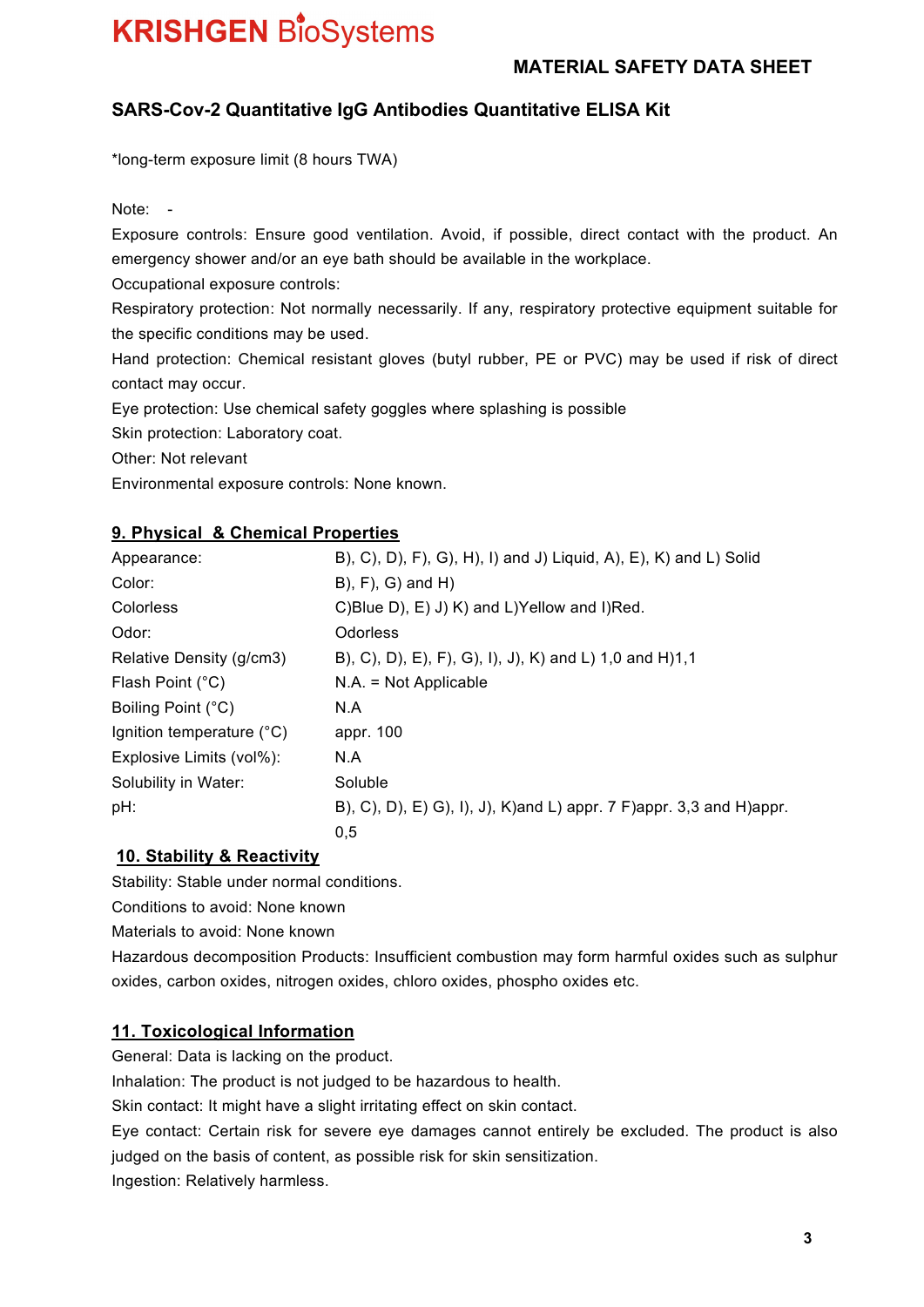*long-term exposure limit (8 hours TWA)

Note: -

Exposure controls: Ensure good ventilation. Avoid, if possible, direct contact with the product. An emergency shower and/or an eye bath should be available in the workplace.

Occupational exposure controls:

Respiratory protection: Not normally necessarily. If any, respiratory protective equipment suitable for the specific conditions may be used.

Hand protection: Chemical resistant gloves (butyl rubber, PE or PVC) may be used if risk of direct contact may occur.

Eye protection: Use chemical safety goggles where splashing is possible

Skin protection: Laboratory coat.

Other: Not relevant

Environmental exposure controls: None known.

## 9. Physical & Chemical Properties

| | |
|---|---|
| Appearance: | B), C), D), F), G), H), I) and J) Liquid, A), E), K) and L) Solid |
| Color: | B), F), G) and H) |
| Colorless | C)Blue D), E) J) K) and L)Yellow and I)Red. |
| Odor: | Odorless |
| Relative Density (g/cm3) | B), C), D), E), F), G), I), J), K) and L) 1,0 and H)1,1 |
| Flash Point (°C) | N.A. = Not Applicable |
| Boiling Point (°C) | N.A |
| Ignition temperature (°C) | appr. 100 |
| Explosive Limits (vol%): | N.A |
| Solubility in Water: | Soluble |
| pH: | B), C), D), E) G), I), J), K)and L) appr. 7 F)appr. 3,3 and H)appr. 0,5 |

## 10. Stability & Reactivity

Stability: Stable under normal conditions.

Conditions to avoid: None known

Materials to avoid: None known

Hazardous decomposition Products: Insufficient combustion may form harmful oxides such as sulphur oxides, carbon oxides, nitrogen oxides, chloro oxides, phospho oxides etc.

## 11. Toxicological Information

General: Data is lacking on the product.

Inhalation: The product is not judged to be hazardous to health.

Skin contact: It might have a slight irritating effect on skin contact.

Eye contact: Certain risk for severe eye damages cannot entirely be excluded. The product is also judged on the basis of content, as possible risk for skin sensitization.

Ingestion: Relatively harmless.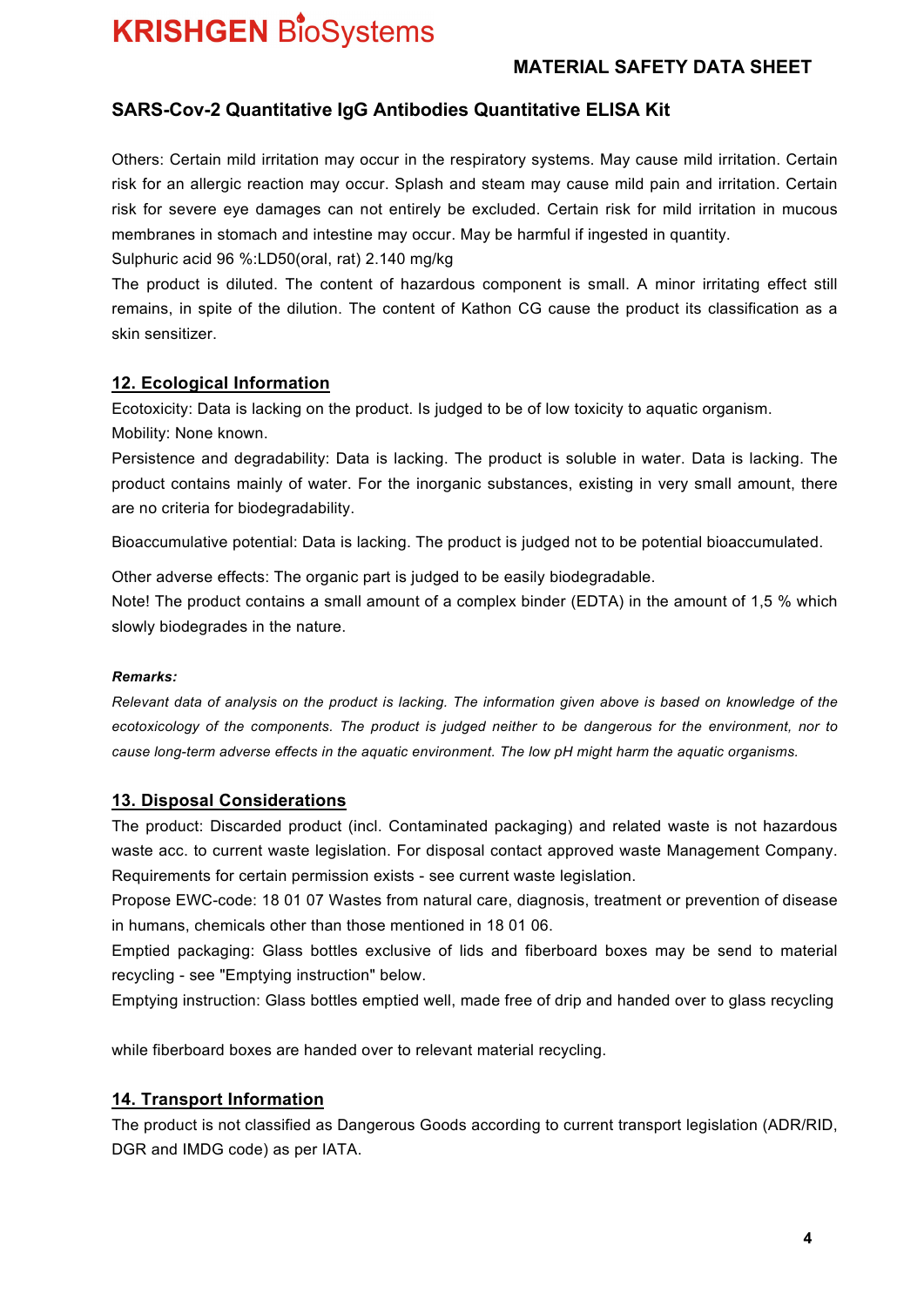## SARS-Cov-2 Quantitative IgG Antibodies Quantitative ELISA Kit

Others: Certain mild irritation may occur in the respiratory systems. May cause mild irritation. Certain risk for an allergic reaction may occur. Splash and steam may cause mild pain and irritation. Certain risk for severe eye damages can not entirely be excluded. Certain risk for mild irritation in mucous membranes in stomach and intestine may occur. May be harmful if ingested in quantity.

Sulphuric acid 96 %:LD50(oral, rat) 2.140 mg/kg

The product is diluted. The content of hazardous component is small. A minor irritating effect still remains, in spite of the dilution. The content of Kathon CG cause the product its classification as a skin sensitizer.

## 12. Ecological Information

Ecotoxicity: Data is lacking on the product. Is judged to be of low toxicity to aquatic organism.

Mobility: None known.

Persistence and degradability: Data is lacking. The product is soluble in water. Data is lacking. The product contains mainly of water. For the inorganic substances, existing in very small amount, there are no criteria for biodegradability.

Bioaccumulative potential: Data is lacking. The product is judged not to be potential bioaccumulated.

Other adverse effects: The organic part is judged to be easily biodegradable.

Note! The product contains a small amount of a complex binder (EDTA) in the amount of 1,5 % which slowly biodegrades in the nature.

***Remarks:***

*Relevant data of analysis on the product is lacking. The information given above is based on knowledge of the ecotoxicology of the components. The product is judged neither to be dangerous for the environment, nor to cause long-term adverse effects in the aquatic environment. The low pH might harm the aquatic organisms.*

## 13. Disposal Considerations

The product: Discarded product (incl. Contaminated packaging) and related waste is not hazardous waste acc. to current waste legislation. For disposal contact approved waste Management Company. Requirements for certain permission exists - see current waste legislation.

Propose EWC-code: 18 01 07 Wastes from natural care, diagnosis, treatment or prevention of disease in humans, chemicals other than those mentioned in 18 01 06.

Emptied packaging: Glass bottles exclusive of lids and fiberboard boxes may be send to material recycling - see "Emptying instruction" below.

Emptying instruction: Glass bottles emptied well, made free of drip and handed over to glass recycling

while fiberboard boxes are handed over to relevant material recycling.

## 14. Transport Information

The product is not classified as Dangerous Goods according to current transport legislation (ADR/RID, DGR and IMDG code) as per IATA.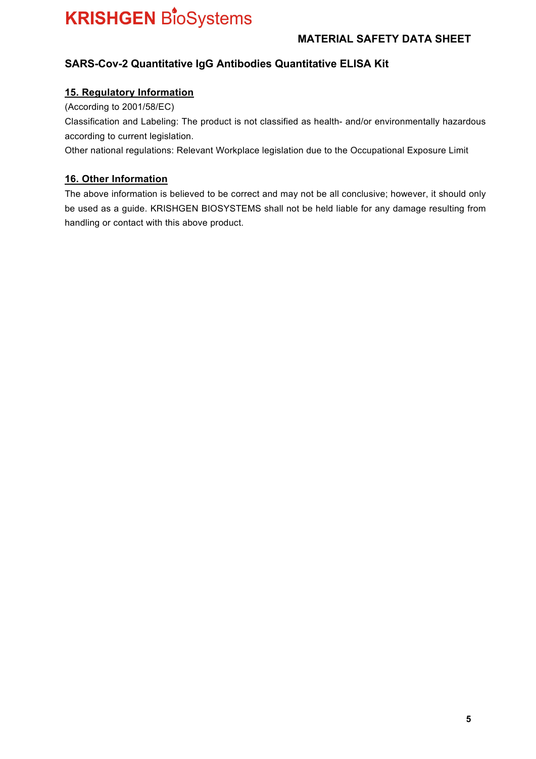## SARS-Cov-2 Quantitative IgG Antibodies Quantitative ELISA Kit

### 15. Regulatory Information

(According to 2001/58/EC)

Classification and Labeling: The product is not classified as health- and/or environmentally hazardous according to current legislation.

Other national regulations: Relevant Workplace legislation due to the Occupational Exposure Limit

### 16. Other Information

The above information is believed to be correct and may not be all conclusive; however, it should only be used as a guide. KRISHGEN BIOSYSTEMS shall not be held liable for any damage resulting from handling or contact with this above product.